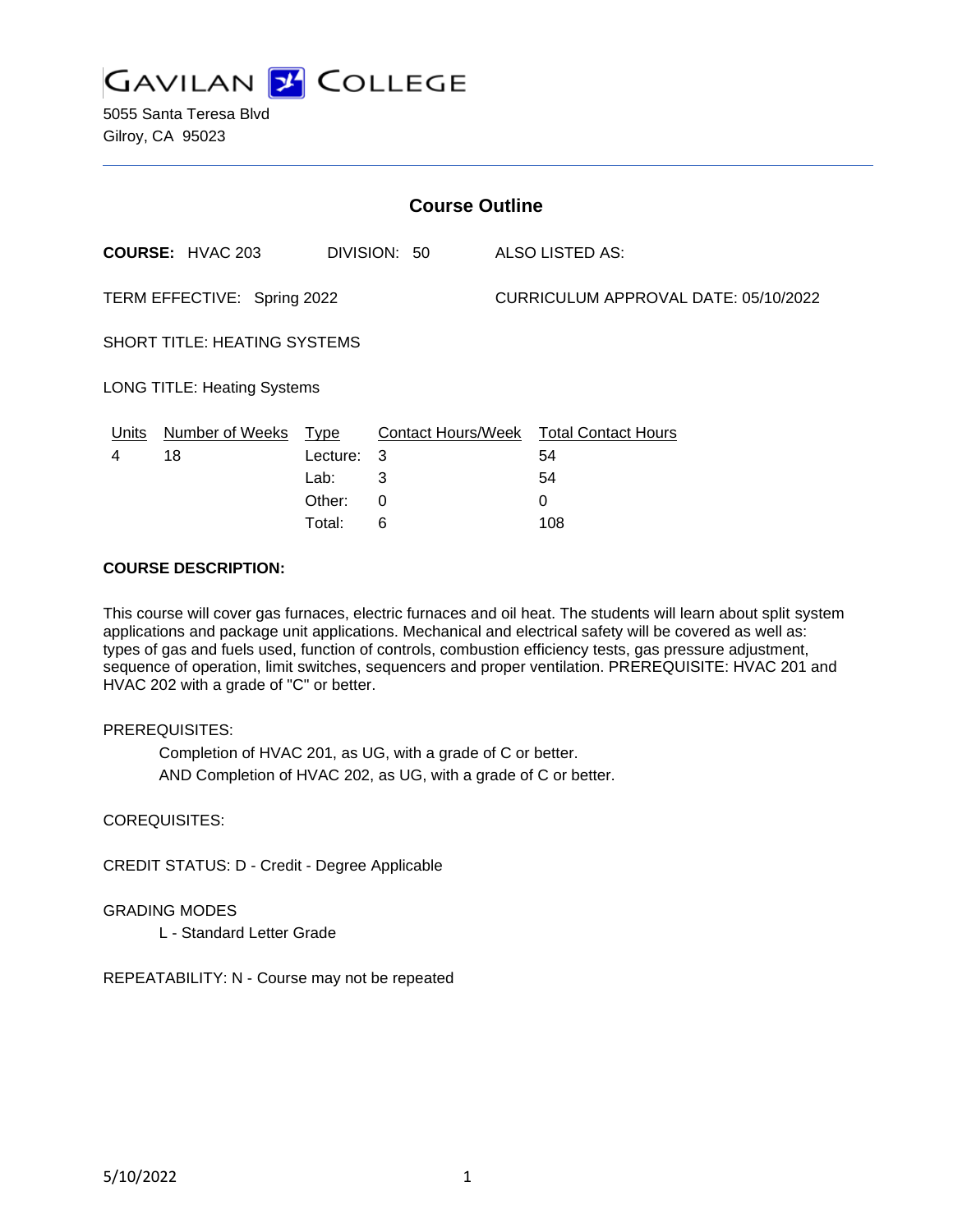GAVILAN COLLEGE

5055 Santa Teresa Blvd
Gilroy, CA 95023

## Course Outline

**COURSE:** HVAC 203 DIVISION: 50 ALSO LISTED AS:

TERM EFFECTIVE: Spring 2022 CURRICULUM APPROVAL DATE: 05/10/2022

SHORT TITLE: HEATING SYSTEMS

LONG TITLE: Heating Systems

| Units | Number of Weeks | Type | Contact Hours/Week | Total Contact Hours |
|---|---|---|---|---|
| 4 | 18 | Lecture: | 3 | 54 |
| | | Lab: | 3 | 54 |
| | | Other: | 0 | 0 |
| | | Total: | 6 | 108 |

**COURSE DESCRIPTION:**

This course will cover gas furnaces, electric furnaces and oil heat. The students will learn about split system applications and package unit applications. Mechanical and electrical safety will be covered as well as: types of gas and fuels used, function of controls, combustion efficiency tests, gas pressure adjustment, sequence of operation, limit switches, sequencers and proper ventilation. PREREQUISITE: HVAC 201 and HVAC 202 with a grade of "C" or better.

PREREQUISITES:

Completion of HVAC 201, as UG, with a grade of C or better.
AND Completion of HVAC 202, as UG, with a grade of C or better.

COREQUISITES:

CREDIT STATUS: D - Credit - Degree Applicable

GRADING MODES

L - Standard Letter Grade

REPEATABILITY: N - Course may not be repeated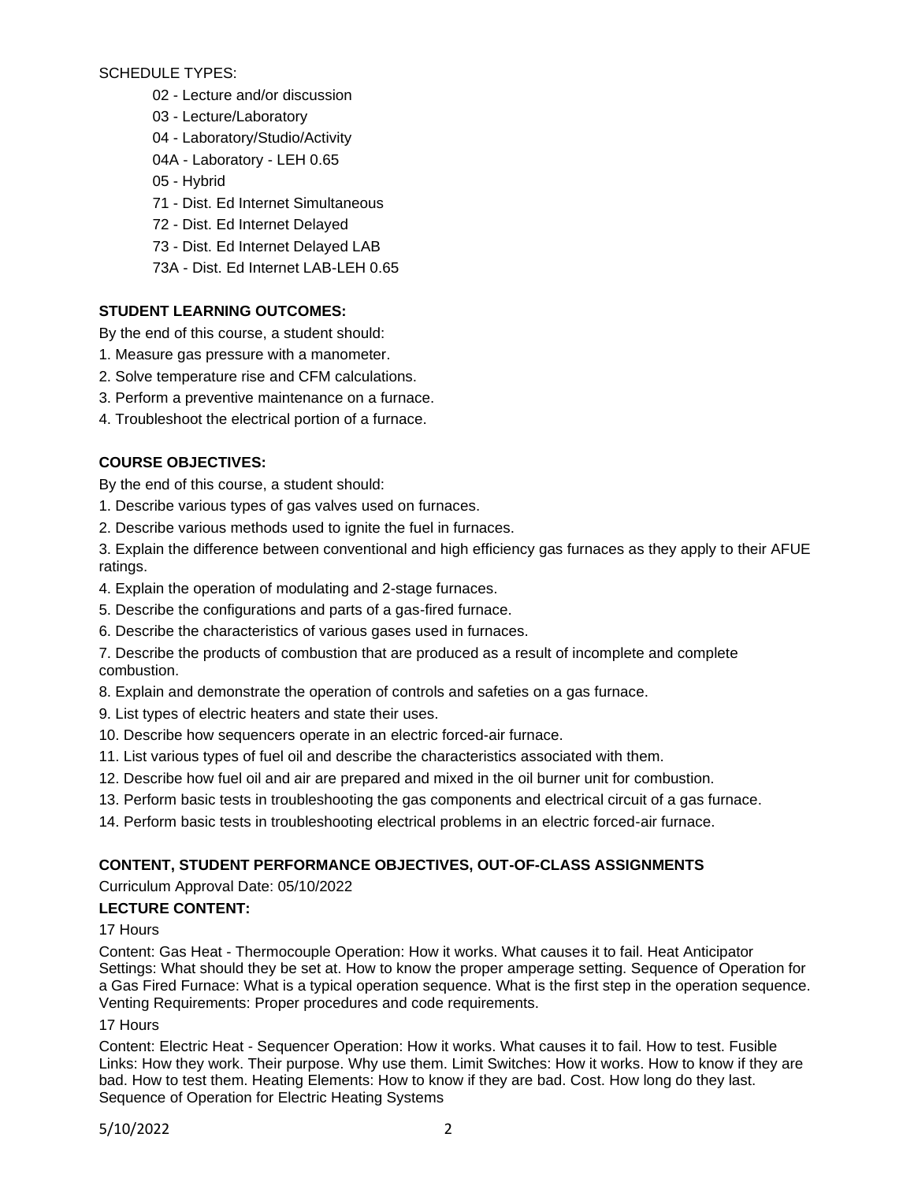SCHEDULE TYPES:

- 02 - Lecture and/or discussion
- 03 - Lecture/Laboratory
- 04 - Laboratory/Studio/Activity
- 04A - Laboratory - LEH 0.65
- 05 - Hybrid
- 71 - Dist. Ed Internet Simultaneous
- 72 - Dist. Ed Internet Delayed
- 73 - Dist. Ed Internet Delayed LAB
- 73A - Dist. Ed Internet LAB-LEH 0.65

## STUDENT LEARNING OUTCOMES:

By the end of this course, a student should:

1. Measure gas pressure with a manometer.
2. Solve temperature rise and CFM calculations.
3. Perform a preventive maintenance on a furnace.
4. Troubleshoot the electrical portion of a furnace.

## COURSE OBJECTIVES:

By the end of this course, a student should:

1. Describe various types of gas valves used on furnaces.
2. Describe various methods used to ignite the fuel in furnaces.
3. Explain the difference between conventional and high efficiency gas furnaces as they apply to their AFUE ratings.
4. Explain the operation of modulating and 2-stage furnaces.
5. Describe the configurations and parts of a gas-fired furnace.
6. Describe the characteristics of various gases used in furnaces.
7. Describe the products of combustion that are produced as a result of incomplete and complete combustion.
8. Explain and demonstrate the operation of controls and safeties on a gas furnace.
9. List types of electric heaters and state their uses.
10. Describe how sequencers operate in an electric forced-air furnace.
11. List various types of fuel oil and describe the characteristics associated with them.
12. Describe how fuel oil and air are prepared and mixed in the oil burner unit for combustion.
13. Perform basic tests in troubleshooting the gas components and electrical circuit of a gas furnace.
14. Perform basic tests in troubleshooting electrical problems in an electric forced-air furnace.

## CONTENT, STUDENT PERFORMANCE OBJECTIVES, OUT-OF-CLASS ASSIGNMENTS

Curriculum Approval Date: 05/10/2022

### LECTURE CONTENT:

17 Hours

Content: Gas Heat - Thermocouple Operation: How it works. What causes it to fail. Heat Anticipator Settings: What should they be set at. How to know the proper amperage setting. Sequence of Operation for a Gas Fired Furnace: What is a typical operation sequence. What is the first step in the operation sequence. Venting Requirements: Proper procedures and code requirements.

17 Hours

Content: Electric Heat - Sequencer Operation: How it works. What causes it to fail. How to test. Fusible Links: How they work. Their purpose. Why use them. Limit Switches: How it works. How to know if they are bad. How to test them. Heating Elements: How to know if they are bad. Cost. How long do they last. Sequence of Operation for Electric Heating Systems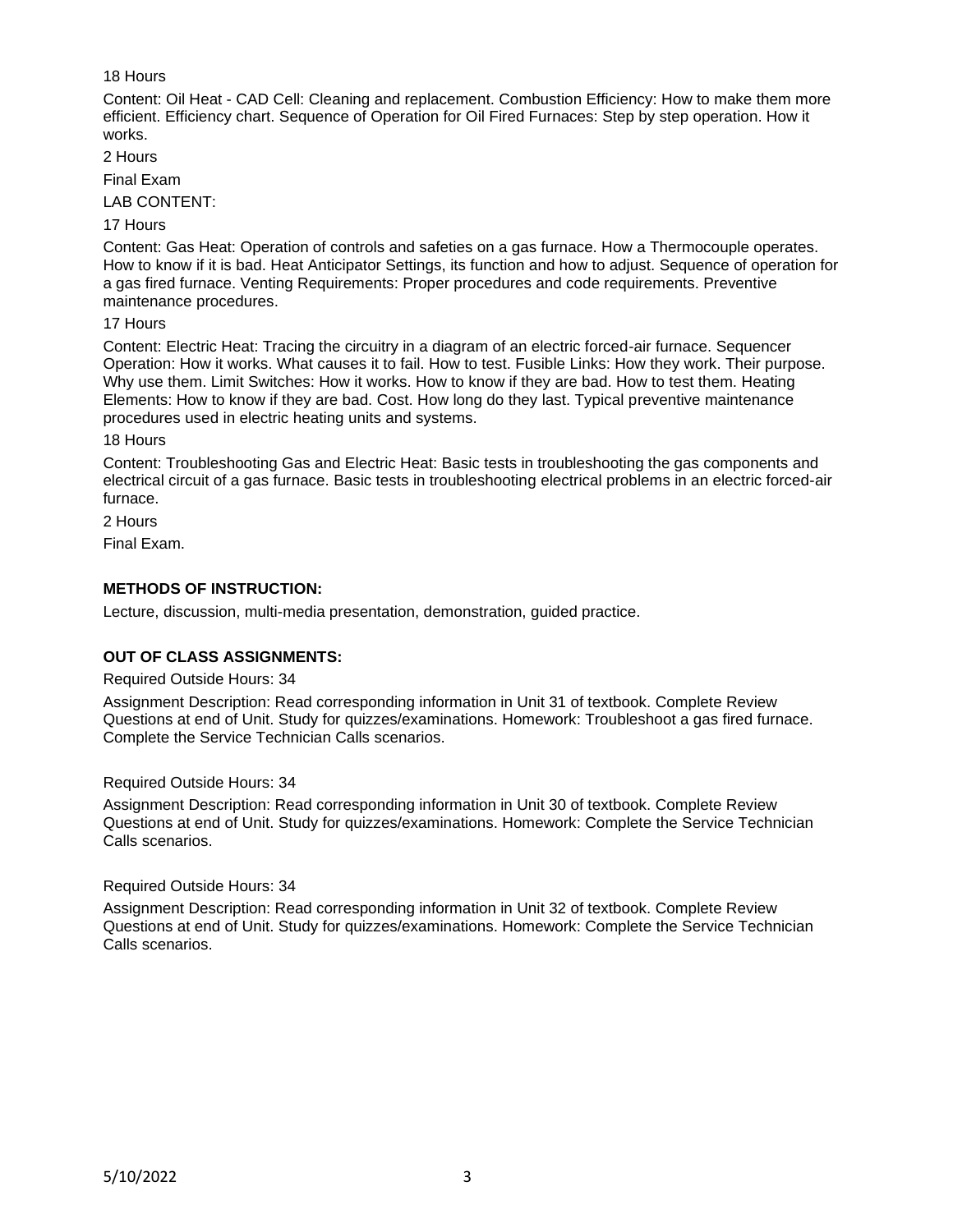18 Hours

Content: Oil Heat - CAD Cell: Cleaning and replacement. Combustion Efficiency: How to make them more efficient. Efficiency chart. Sequence of Operation for Oil Fired Furnaces: Step by step operation. How it works.

2 Hours

Final Exam

LAB CONTENT:

17 Hours

Content: Gas Heat: Operation of controls and safeties on a gas furnace. How a Thermocouple operates. How to know if it is bad. Heat Anticipator Settings, its function and how to adjust. Sequence of operation for a gas fired furnace. Venting Requirements: Proper procedures and code requirements. Preventive maintenance procedures.

17 Hours

Content: Electric Heat: Tracing the circuitry in a diagram of an electric forced-air furnace. Sequencer Operation: How it works. What causes it to fail. How to test. Fusible Links: How they work. Their purpose. Why use them. Limit Switches: How it works. How to know if they are bad. How to test them. Heating Elements: How to know if they are bad. Cost. How long do they last. Typical preventive maintenance procedures used in electric heating units and systems.

18 Hours

Content: Troubleshooting Gas and Electric Heat: Basic tests in troubleshooting the gas components and electrical circuit of a gas furnace. Basic tests in troubleshooting electrical problems in an electric forced-air furnace.

2 Hours

Final Exam.

**METHODS OF INSTRUCTION:**

Lecture, discussion, multi-media presentation, demonstration, guided practice.

**OUT OF CLASS ASSIGNMENTS:**

Required Outside Hours: 34

Assignment Description: Read corresponding information in Unit 31 of textbook. Complete Review Questions at end of Unit. Study for quizzes/examinations. Homework: Troubleshoot a gas fired furnace. Complete the Service Technician Calls scenarios.

Required Outside Hours: 34

Assignment Description: Read corresponding information in Unit 30 of textbook. Complete Review Questions at end of Unit. Study for quizzes/examinations. Homework: Complete the Service Technician Calls scenarios.

Required Outside Hours: 34

Assignment Description: Read corresponding information in Unit 32 of textbook. Complete Review Questions at end of Unit. Study for quizzes/examinations. Homework: Complete the Service Technician Calls scenarios.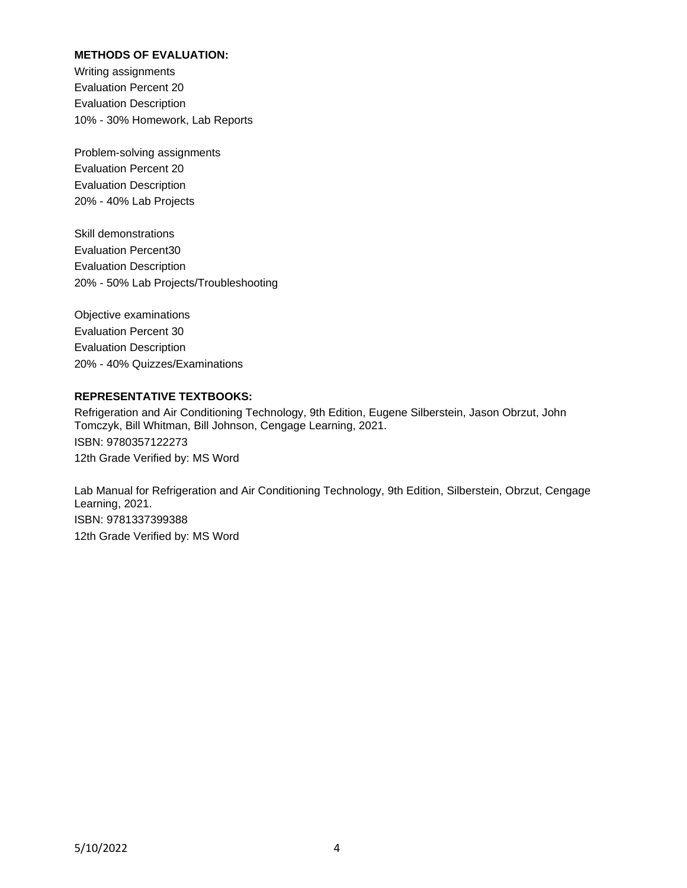**METHODS OF EVALUATION:**

Writing assignments
Evaluation Percent 20
Evaluation Description
10% - 30% Homework, Lab Reports

Problem-solving assignments
Evaluation Percent 20
Evaluation Description
20% - 40% Lab Projects

Skill demonstrations
Evaluation Percent30
Evaluation Description
20% - 50% Lab Projects/Troubleshooting

Objective examinations
Evaluation Percent 30
Evaluation Description
20% - 40% Quizzes/Examinations

**REPRESENTATIVE TEXTBOOKS:**

Refrigeration and Air Conditioning Technology, 9th Edition, Eugene Silberstein, Jason Obrzut, John Tomczyk, Bill Whitman, Bill Johnson, Cengage Learning, 2021.
ISBN: 9780357122273
12th Grade Verified by: MS Word

Lab Manual for Refrigeration and Air Conditioning Technology, 9th Edition, Silberstein, Obrzut, Cengage Learning, 2021.
ISBN: 9781337399388
12th Grade Verified by: MS Word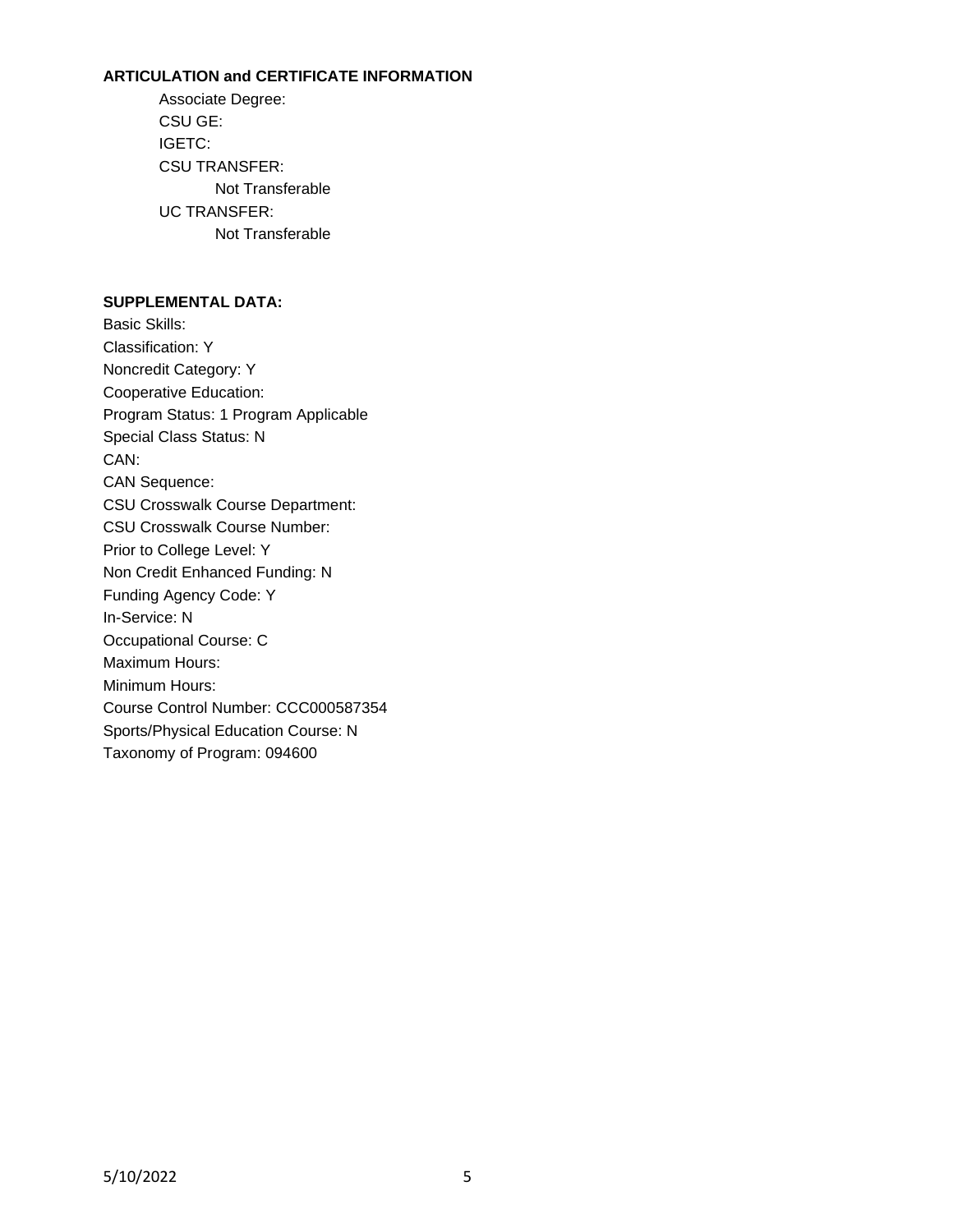**ARTICULATION and CERTIFICATE INFORMATION**

Associate Degree:
CSU GE:
IGETC:
CSU TRANSFER:
Not Transferable
UC TRANSFER:
Not Transferable

**SUPPLEMENTAL DATA:**

Basic Skills:
Classification: Y
Noncredit Category: Y
Cooperative Education:
Program Status: 1 Program Applicable
Special Class Status: N
CAN:
CAN Sequence:
CSU Crosswalk Course Department:
CSU Crosswalk Course Number:
Prior to College Level: Y
Non Credit Enhanced Funding: N
Funding Agency Code: Y
In-Service: N
Occupational Course: C
Maximum Hours:
Minimum Hours:
Course Control Number: CCC000587354
Sports/Physical Education Course: N
Taxonomy of Program: 094600